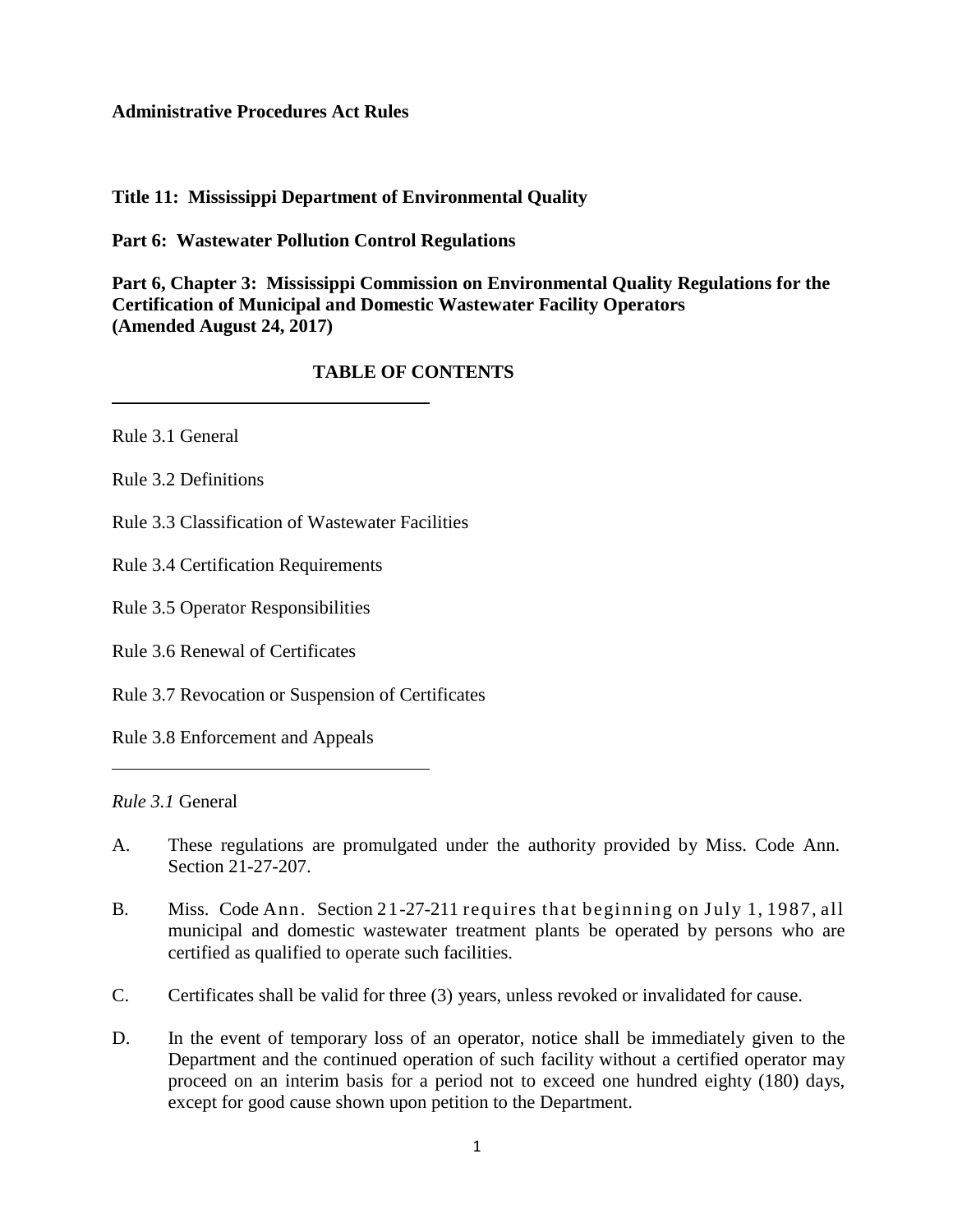**Administrative Procedures Act Rules**

**Title 11: Mississippi Department of Environmental Quality**

**Part 6: Wastewater Pollution Control Regulations**

**Part 6, Chapter 3: Mississippi Commission on Environmental Quality Regulations for the Certification of Municipal and Domestic Wastewater Facility Operators (Amended August 24, 2017)**

## TABLE OF CONTENTS

Rule 3.1 General

Rule 3.2 Definitions

Rule 3.3 Classification of Wastewater Facilities

Rule 3.4 Certification Requirements

Rule 3.5 Operator Responsibilities

Rule 3.6 Renewal of Certificates

Rule 3.7 Revocation or Suspension of Certificates

Rule 3.8 Enforcement and Appeals

*Rule 3.1* General

A. These regulations are promulgated under the authority provided by Miss. Code Ann. Section 21-27-207.

B. Miss. Code Ann. Section 21-27-211 requires that beginning on July 1, 1987, all municipal and domestic wastewater treatment plants be operated by persons who are certified as qualified to operate such facilities.

C. Certificates shall be valid for three (3) years, unless revoked or invalidated for cause.

D. In the event of temporary loss of an operator, notice shall be immediately given to the Department and the continued operation of such facility without a certified operator may proceed on an interim basis for a period not to exceed one hundred eighty (180) days, except for good cause shown upon petition to the Department.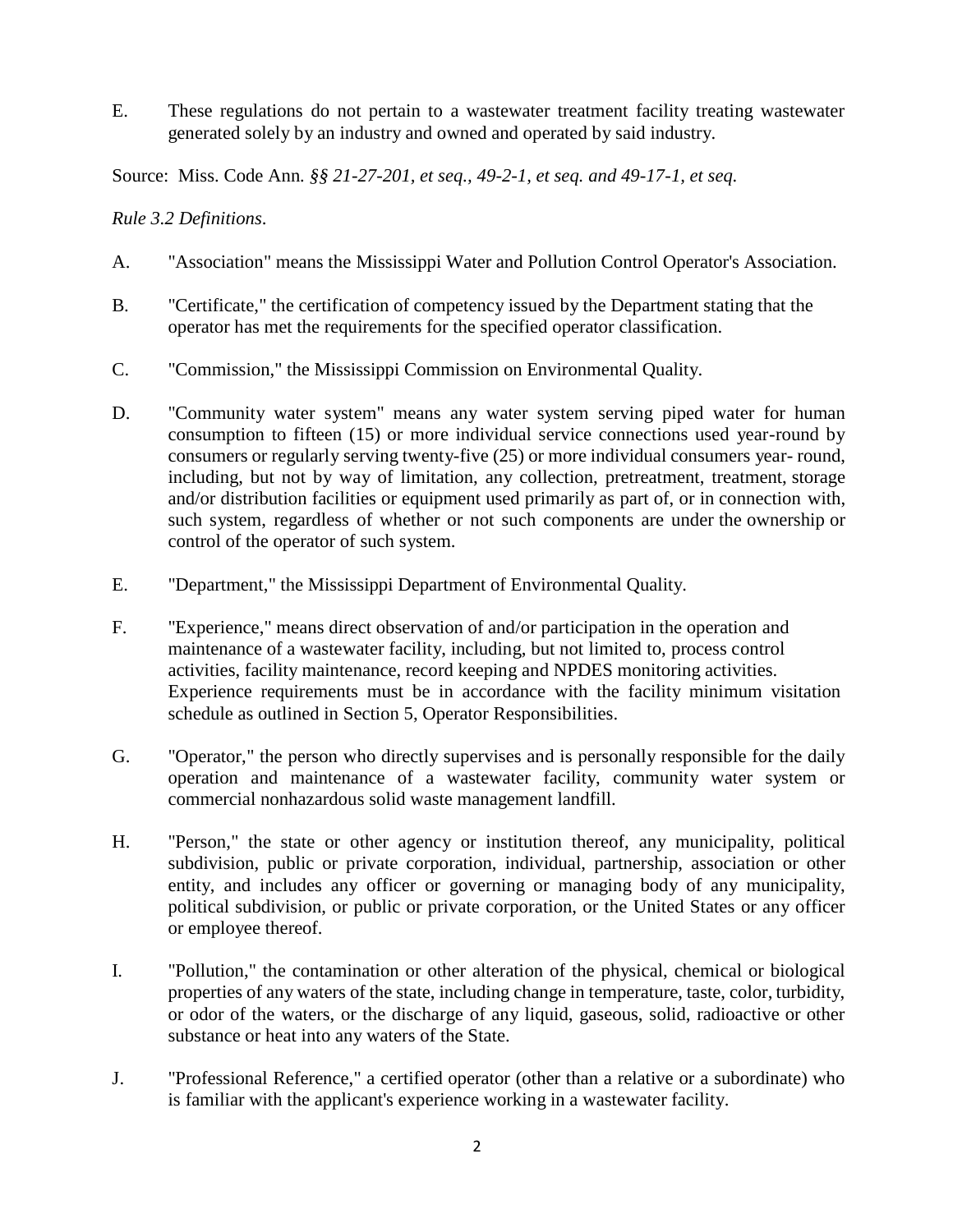E. These regulations do not pertain to a wastewater treatment facility treating wastewater generated solely by an industry and owned and operated by said industry.

Source: Miss. Code Ann. *§§ 21-27-201, et seq., 49-2-1, et seq. and 49-17-1, et seq.*

*Rule 3.2 Definitions*.

A. "Association" means the Mississippi Water and Pollution Control Operator's Association.

B. "Certificate," the certification of competency issued by the Department stating that the operator has met the requirements for the specified operator classification.

C. "Commission," the Mississippi Commission on Environmental Quality.

D. "Community water system" means any water system serving piped water for human consumption to fifteen (15) or more individual service connections used year-round by consumers or regularly serving twenty-five (25) or more individual consumers year- round, including, but not by way of limitation, any collection, pretreatment, treatment, storage and/or distribution facilities or equipment used primarily as part of, or in connection with, such system, regardless of whether or not such components are under the ownership or control of the operator of such system.

E. "Department," the Mississippi Department of Environmental Quality.

F. "Experience," means direct observation of and/or participation in the operation and maintenance of a wastewater facility, including, but not limited to, process control activities, facility maintenance, record keeping and NPDES monitoring activities. Experience requirements must be in accordance with the facility minimum visitation schedule as outlined in Section 5, Operator Responsibilities.

G. "Operator," the person who directly supervises and is personally responsible for the daily operation and maintenance of a wastewater facility, community water system or commercial nonhazardous solid waste management landfill.

H. "Person," the state or other agency or institution thereof, any municipality, political subdivision, public or private corporation, individual, partnership, association or other entity, and includes any officer or governing or managing body of any municipality, political subdivision, or public or private corporation, or the United States or any officer or employee thereof.

I. "Pollution," the contamination or other alteration of the physical, chemical or biological properties of any waters of the state, including change in temperature, taste, color, turbidity, or odor of the waters, or the discharge of any liquid, gaseous, solid, radioactive or other substance or heat into any waters of the State.

J. "Professional Reference," a certified operator (other than a relative or a subordinate) who is familiar with the applicant's experience working in a wastewater facility.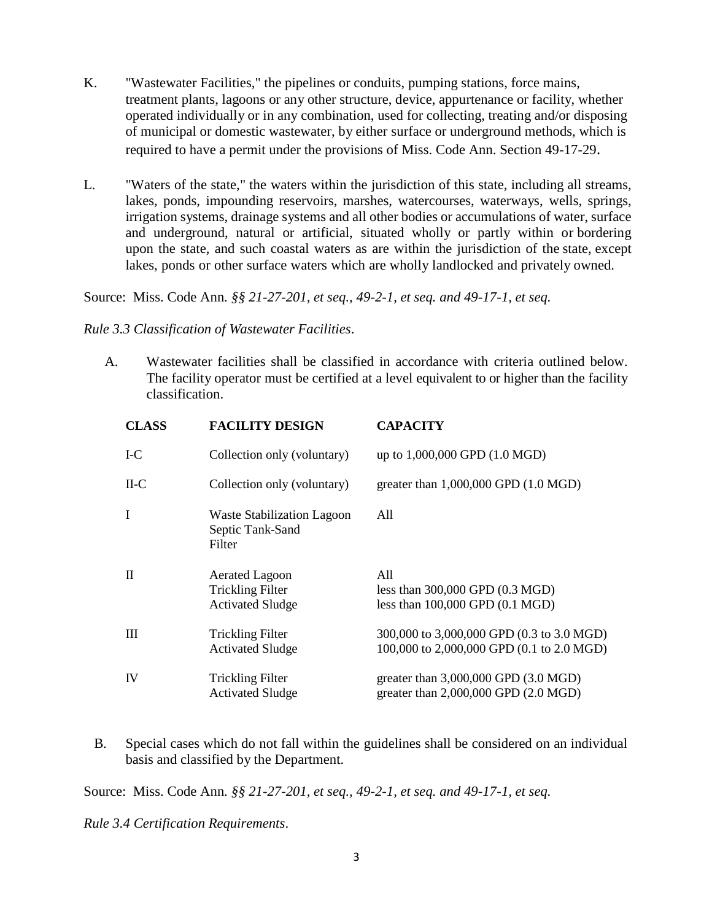K. "Wastewater Facilities," the pipelines or conduits, pumping stations, force mains, treatment plants, lagoons or any other structure, device, appurtenance or facility, whether operated individually or in any combination, used for collecting, treating and/or disposing of municipal or domestic wastewater, by either surface or underground methods, which is required to have a permit under the provisions of Miss. Code Ann. Section 49-17-29.

L. "Waters of the state," the waters within the jurisdiction of this state, including all streams, lakes, ponds, impounding reservoirs, marshes, watercourses, waterways, wells, springs, irrigation systems, drainage systems and all other bodies or accumulations of water, surface and underground, natural or artificial, situated wholly or partly within or bordering upon the state, and such coastal waters as are within the jurisdiction of the state, except lakes, ponds or other surface waters which are wholly landlocked and privately owned.

Source: Miss. Code Ann. *§§ 21-27-201, et seq., 49-2-1, et seq. and 49-17-1, et seq.*

*Rule 3.3 Classification of Wastewater Facilities*.

A. Wastewater facilities shall be classified in accordance with criteria outlined below. The facility operator must be certified at a level equivalent to or higher than the facility classification.

| CLASS | FACILITY DESIGN | CAPACITY |
|---|---|---|
| I-C | Collection only (voluntary) | up to 1,000,000 GPD (1.0 MGD) |
| II-C | Collection only (voluntary) | greater than 1,000,000 GPD (1.0 MGD) |
| I | Waste Stabilization Lagoon<br>Septic Tank-Sand Filter | All |
| II | Aerated Lagoon<br>Trickling Filter<br>Activated Sludge | All<br>less than 300,000 GPD (0.3 MGD)<br>less than 100,000 GPD (0.1 MGD) |
| III | Trickling Filter<br>Activated Sludge | 300,000 to 3,000,000 GPD (0.3 to 3.0 MGD)<br>100,000 to 2,000,000 GPD (0.1 to 2.0 MGD) |
| IV | Trickling Filter<br>Activated Sludge | greater than 3,000,000 GPD (3.0 MGD)<br>greater than 2,000,000 GPD (2.0 MGD) |

B. Special cases which do not fall within the guidelines shall be considered on an individual basis and classified by the Department.

Source: Miss. Code Ann. *§§ 21-27-201, et seq., 49-2-1, et seq. and 49-17-1, et seq.*

*Rule 3.4 Certification Requirements*.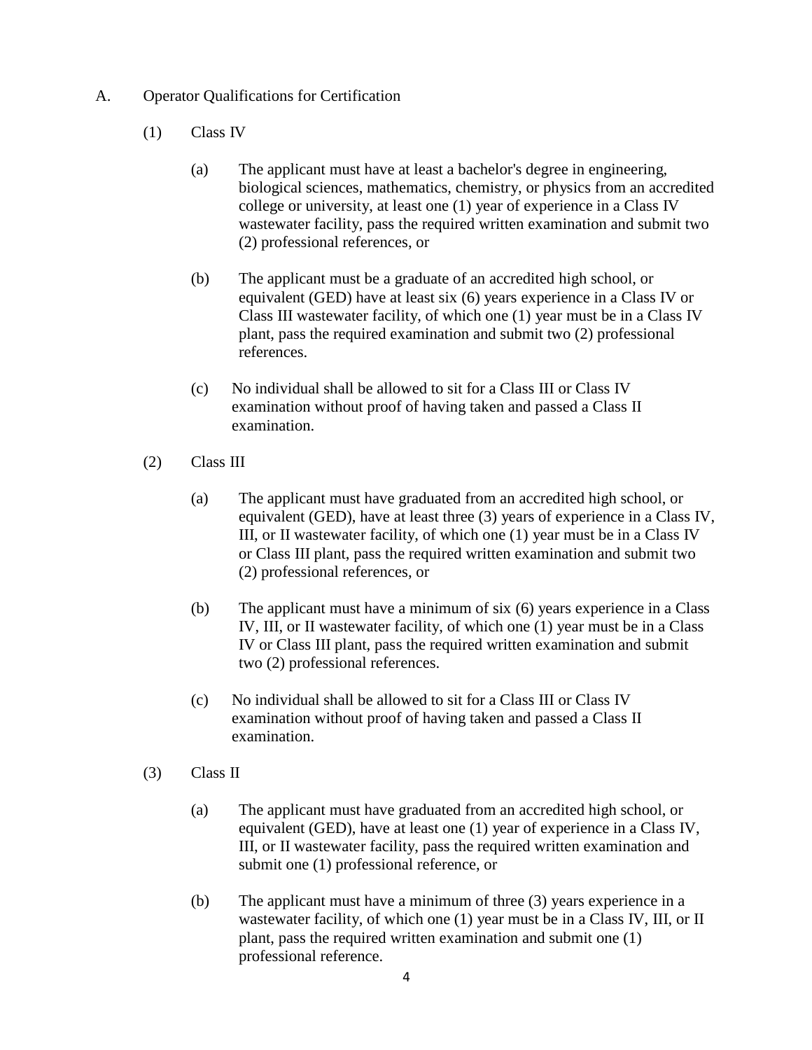A. Operator Qualifications for Certification

(1) Class IV

(a) The applicant must have at least a bachelor's degree in engineering, biological sciences, mathematics, chemistry, or physics from an accredited college or university, at least one (1) year of experience in a Class IV wastewater facility, pass the required written examination and submit two (2) professional references, or

(b) The applicant must be a graduate of an accredited high school, or equivalent (GED) have at least six (6) years experience in a Class IV or Class III wastewater facility, of which one (1) year must be in a Class IV plant, pass the required examination and submit two (2) professional references.

(c) No individual shall be allowed to sit for a Class III or Class IV examination without proof of having taken and passed a Class II examination.

(2) Class III

(a) The applicant must have graduated from an accredited high school, or equivalent (GED), have at least three (3) years of experience in a Class IV, III, or II wastewater facility, of which one (1) year must be in a Class IV or Class III plant, pass the required written examination and submit two (2) professional references, or

(b) The applicant must have a minimum of six (6) years experience in a Class IV, III, or II wastewater facility, of which one (1) year must be in a Class IV or Class III plant, pass the required written examination and submit two (2) professional references.

(c) No individual shall be allowed to sit for a Class III or Class IV examination without proof of having taken and passed a Class II examination.

(3) Class II

(a) The applicant must have graduated from an accredited high school, or equivalent (GED), have at least one (1) year of experience in a Class IV, III, or II wastewater facility, pass the required written examination and submit one (1) professional reference, or

(b) The applicant must have a minimum of three (3) years experience in a wastewater facility, of which one (1) year must be in a Class IV, III, or II plant, pass the required written examination and submit one (1) professional reference.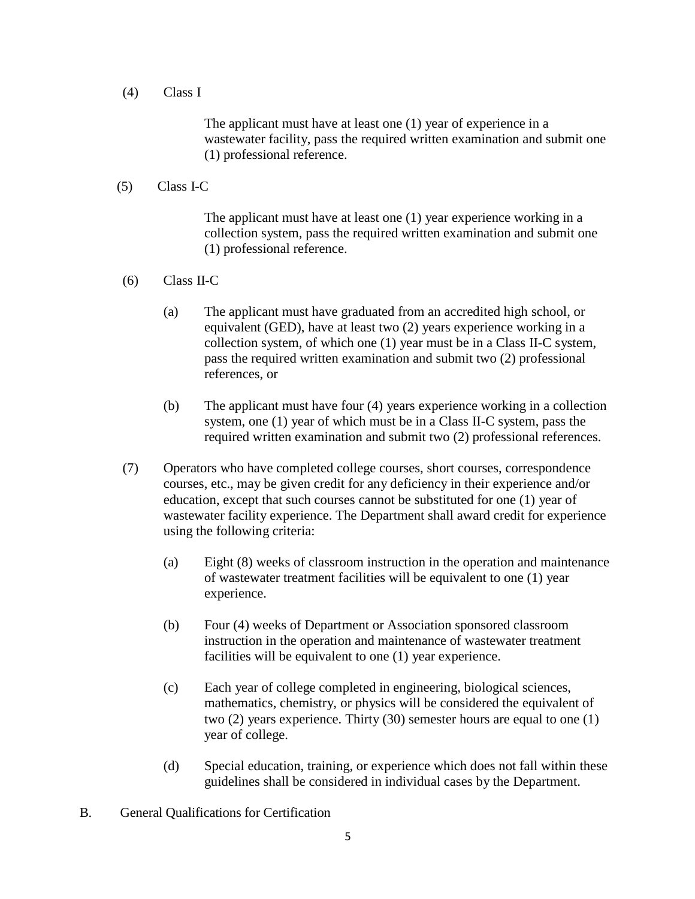(4) Class I

The applicant must have at least one (1) year of experience in a wastewater facility, pass the required written examination and submit one (1) professional reference.

(5) Class I-C

The applicant must have at least one (1) year experience working in a collection system, pass the required written examination and submit one (1) professional reference.

(6) Class II-C

(a) The applicant must have graduated from an accredited high school, or equivalent (GED), have at least two (2) years experience working in a collection system, of which one (1) year must be in a Class II-C system, pass the required written examination and submit two (2) professional references, or

(b) The applicant must have four (4) years experience working in a collection system, one (1) year of which must be in a Class II-C system, pass the required written examination and submit two (2) professional references.

(7) Operators who have completed college courses, short courses, correspondence courses, etc., may be given credit for any deficiency in their experience and/or education, except that such courses cannot be substituted for one (1) year of wastewater facility experience. The Department shall award credit for experience using the following criteria:

(a) Eight (8) weeks of classroom instruction in the operation and maintenance of wastewater treatment facilities will be equivalent to one (1) year experience.

(b) Four (4) weeks of Department or Association sponsored classroom instruction in the operation and maintenance of wastewater treatment facilities will be equivalent to one (1) year experience.

(c) Each year of college completed in engineering, biological sciences, mathematics, chemistry, or physics will be considered the equivalent of two (2) years experience. Thirty (30) semester hours are equal to one (1) year of college.

(d) Special education, training, or experience which does not fall within these guidelines shall be considered in individual cases by the Department.

B. General Qualifications for Certification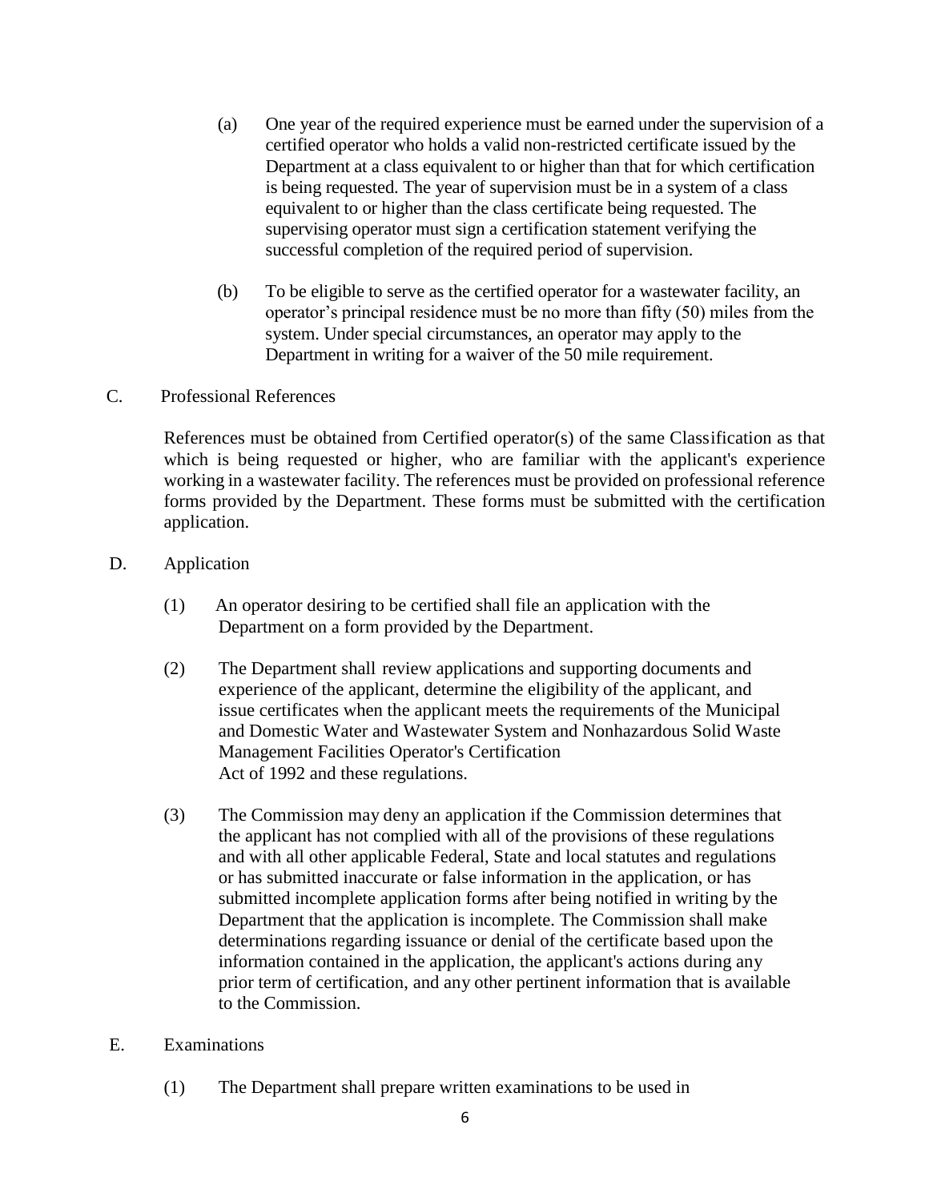(a) One year of the required experience must be earned under the supervision of a certified operator who holds a valid non-restricted certificate issued by the Department at a class equivalent to or higher than that for which certification is being requested. The year of supervision must be in a system of a class equivalent to or higher than the class certificate being requested. The supervising operator must sign a certification statement verifying the successful completion of the required period of supervision.

(b) To be eligible to serve as the certified operator for a wastewater facility, an operator's principal residence must be no more than fifty (50) miles from the system. Under special circumstances, an operator may apply to the Department in writing for a waiver of the 50 mile requirement.

C. Professional References

References must be obtained from Certified operator(s) of the same Classification as that which is being requested or higher, who are familiar with the applicant's experience working in a wastewater facility. The references must be provided on professional reference forms provided by the Department. These forms must be submitted with the certification application.

D. Application

(1) An operator desiring to be certified shall file an application with the Department on a form provided by the Department.

(2) The Department shall review applications and supporting documents and experience of the applicant, determine the eligibility of the applicant, and issue certificates when the applicant meets the requirements of the Municipal and Domestic Water and Wastewater System and Nonhazardous Solid Waste Management Facilities Operator's Certification Act of 1992 and these regulations.

(3) The Commission may deny an application if the Commission determines that the applicant has not complied with all of the provisions of these regulations and with all other applicable Federal, State and local statutes and regulations or has submitted inaccurate or false information in the application, or has submitted incomplete application forms after being notified in writing by the Department that the application is incomplete. The Commission shall make determinations regarding issuance or denial of the certificate based upon the information contained in the application, the applicant's actions during any prior term of certification, and any other pertinent information that is available to the Commission.

E. Examinations

(1) The Department shall prepare written examinations to be used in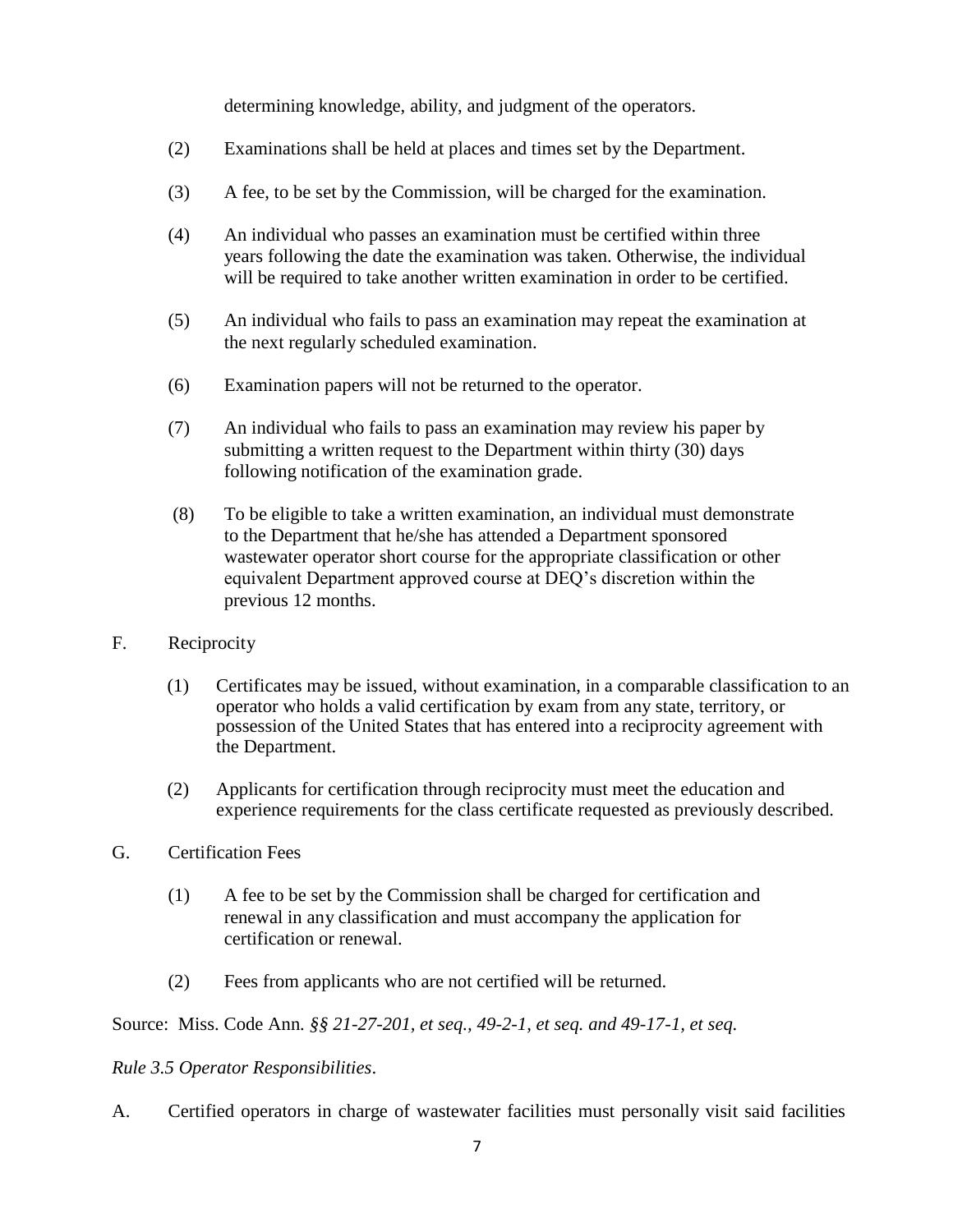determining knowledge, ability, and judgment of the operators.

(2) Examinations shall be held at places and times set by the Department.

(3) A fee, to be set by the Commission, will be charged for the examination.

(4) An individual who passes an examination must be certified within three years following the date the examination was taken. Otherwise, the individual will be required to take another written examination in order to be certified.

(5) An individual who fails to pass an examination may repeat the examination at the next regularly scheduled examination.

(6) Examination papers will not be returned to the operator.

(7) An individual who fails to pass an examination may review his paper by submitting a written request to the Department within thirty (30) days following notification of the examination grade.

(8) To be eligible to take a written examination, an individual must demonstrate to the Department that he/she has attended a Department sponsored wastewater operator short course for the appropriate classification or other equivalent Department approved course at DEQ's discretion within the previous 12 months.

F. Reciprocity

(1) Certificates may be issued, without examination, in a comparable classification to an operator who holds a valid certification by exam from any state, territory, or possession of the United States that has entered into a reciprocity agreement with the Department.

(2) Applicants for certification through reciprocity must meet the education and experience requirements for the class certificate requested as previously described.

G. Certification Fees

(1) A fee to be set by the Commission shall be charged for certification and renewal in any classification and must accompany the application for certification or renewal.

(2) Fees from applicants who are not certified will be returned.

Source: Miss. Code Ann. *§§ 21-27-201, et seq., 49-2-1, et seq. and 49-17-1, et seq.*

*Rule 3.5 Operator Responsibilities*.

A. Certified operators in charge of wastewater facilities must personally visit said facilities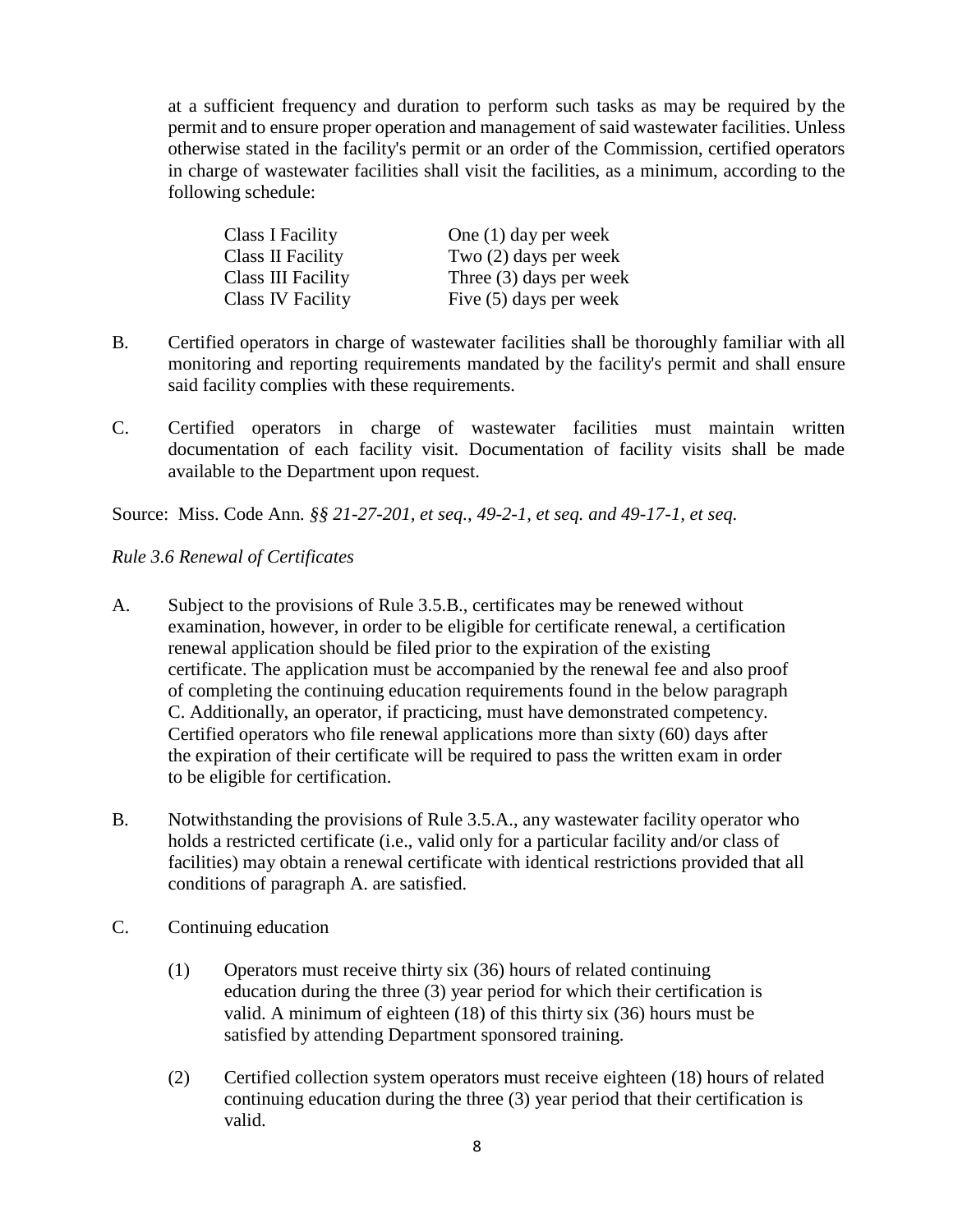at a sufficient frequency and duration to perform such tasks as may be required by the permit and to ensure proper operation and management of said wastewater facilities. Unless otherwise stated in the facility's permit or an order of the Commission, certified operators in charge of wastewater facilities shall visit the facilities, as a minimum, according to the following schedule:

| | |
|---|---|
| Class I Facility | One (1) day per week |
| Class II Facility | Two (2) days per week |
| Class III Facility | Three (3) days per week |
| Class IV Facility | Five (5) days per week |

B. Certified operators in charge of wastewater facilities shall be thoroughly familiar with all monitoring and reporting requirements mandated by the facility's permit and shall ensure said facility complies with these requirements.

C. Certified operators in charge of wastewater facilities must maintain written documentation of each facility visit. Documentation of facility visits shall be made available to the Department upon request.

Source: Miss. Code Ann. *§§ 21-27-201, et seq., 49-2-1, et seq. and 49-17-1, et seq.*

*Rule 3.6 Renewal of Certificates*

A. Subject to the provisions of Rule 3.5.B., certificates may be renewed without examination, however, in order to be eligible for certificate renewal, a certification renewal application should be filed prior to the expiration of the existing certificate. The application must be accompanied by the renewal fee and also proof of completing the continuing education requirements found in the below paragraph C. Additionally, an operator, if practicing, must have demonstrated competency. Certified operators who file renewal applications more than sixty (60) days after the expiration of their certificate will be required to pass the written exam in order to be eligible for certification.

B. Notwithstanding the provisions of Rule 3.5.A., any wastewater facility operator who holds a restricted certificate (i.e., valid only for a particular facility and/or class of facilities) may obtain a renewal certificate with identical restrictions provided that all conditions of paragraph A. are satisfied.

C. Continuing education

(1) Operators must receive thirty six (36) hours of related continuing education during the three (3) year period for which their certification is valid. A minimum of eighteen (18) of this thirty six (36) hours must be satisfied by attending Department sponsored training.

(2) Certified collection system operators must receive eighteen (18) hours of related continuing education during the three (3) year period that their certification is valid.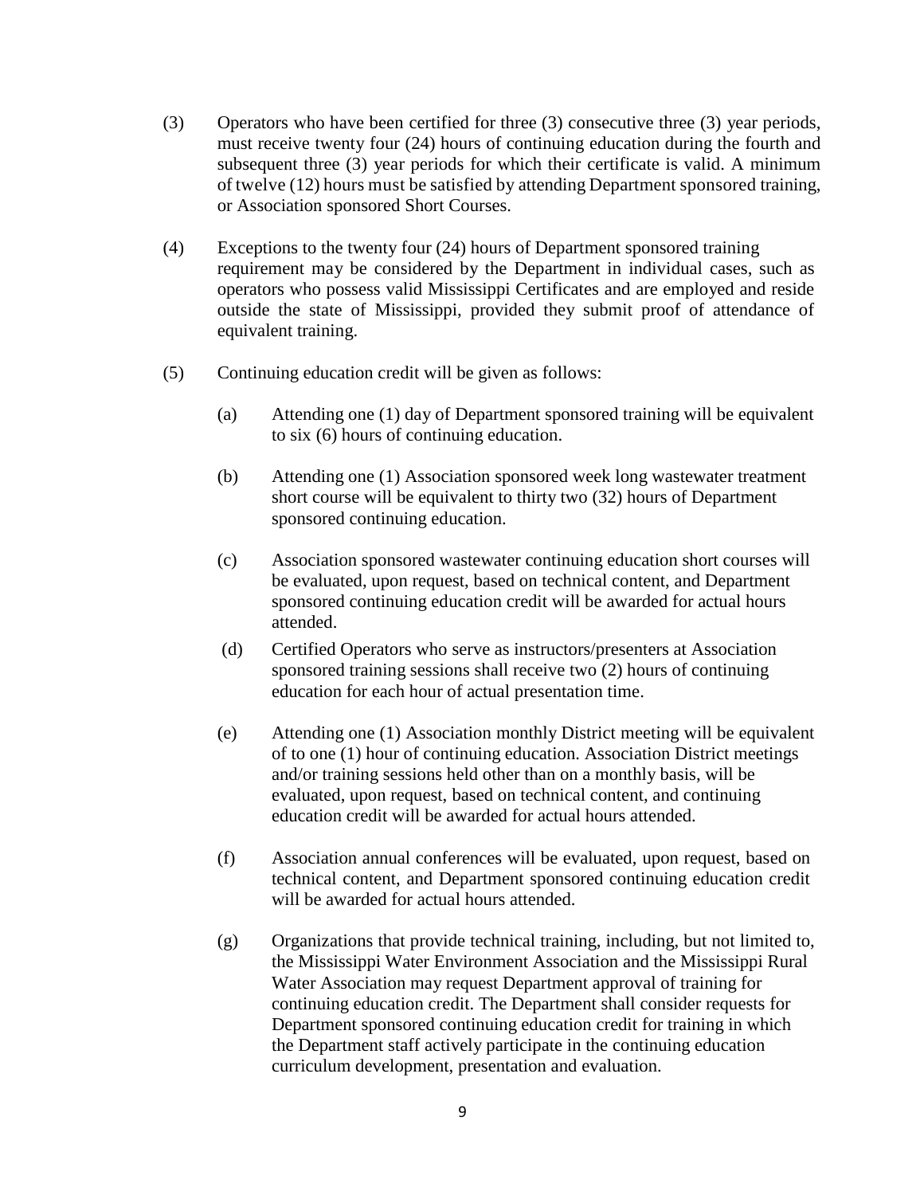(3) Operators who have been certified for three (3) consecutive three (3) year periods, must receive twenty four (24) hours of continuing education during the fourth and subsequent three (3) year periods for which their certificate is valid. A minimum of twelve (12) hours must be satisfied by attending Department sponsored training, or Association sponsored Short Courses.

(4) Exceptions to the twenty four (24) hours of Department sponsored training requirement may be considered by the Department in individual cases, such as operators who possess valid Mississippi Certificates and are employed and reside outside the state of Mississippi, provided they submit proof of attendance of equivalent training.

(5) Continuing education credit will be given as follows:

(a) Attending one (1) day of Department sponsored training will be equivalent to six (6) hours of continuing education.

(b) Attending one (1) Association sponsored week long wastewater treatment short course will be equivalent to thirty two (32) hours of Department sponsored continuing education.

(c) Association sponsored wastewater continuing education short courses will be evaluated, upon request, based on technical content, and Department sponsored continuing education credit will be awarded for actual hours attended.

(d) Certified Operators who serve as instructors/presenters at Association sponsored training sessions shall receive two (2) hours of continuing education for each hour of actual presentation time.

(e) Attending one (1) Association monthly District meeting will be equivalent of to one (1) hour of continuing education. Association District meetings and/or training sessions held other than on a monthly basis, will be evaluated, upon request, based on technical content, and continuing education credit will be awarded for actual hours attended.

(f) Association annual conferences will be evaluated, upon request, based on technical content, and Department sponsored continuing education credit will be awarded for actual hours attended.

(g) Organizations that provide technical training, including, but not limited to, the Mississippi Water Environment Association and the Mississippi Rural Water Association may request Department approval of training for continuing education credit. The Department shall consider requests for Department sponsored continuing education credit for training in which the Department staff actively participate in the continuing education curriculum development, presentation and evaluation.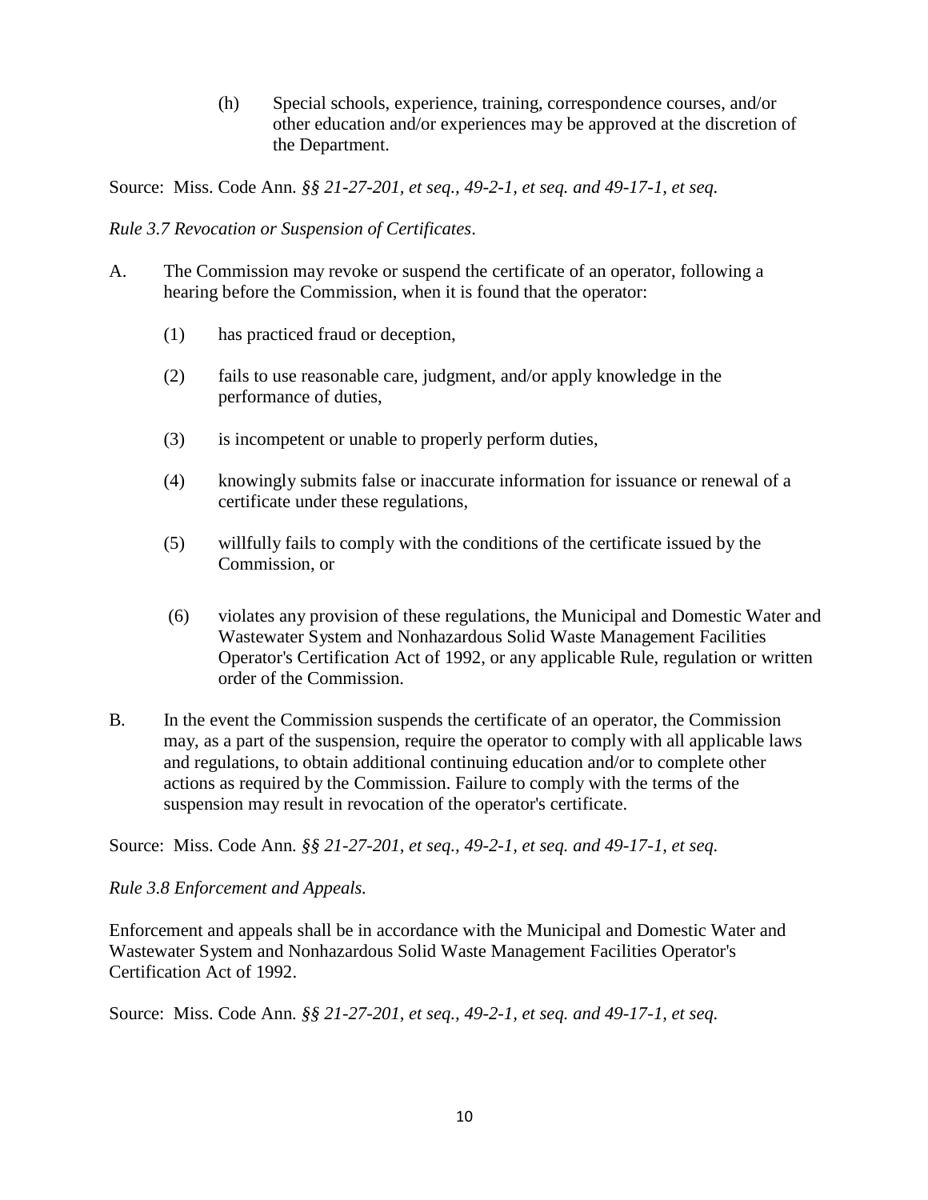(h) Special schools, experience, training, correspondence courses, and/or other education and/or experiences may be approved at the discretion of the Department.

Source: Miss. Code Ann. *§§ 21-27-201, et seq., 49-2-1, et seq. and 49-17-1, et seq.*

*Rule 3.7 Revocation or Suspension of Certificates*.

A. The Commission may revoke or suspend the certificate of an operator, following a hearing before the Commission, when it is found that the operator:

(1) has practiced fraud or deception,

(2) fails to use reasonable care, judgment, and/or apply knowledge in the performance of duties,

(3) is incompetent or unable to properly perform duties,

(4) knowingly submits false or inaccurate information for issuance or renewal of a certificate under these regulations,

(5) willfully fails to comply with the conditions of the certificate issued by the Commission, or

(6) violates any provision of these regulations, the Municipal and Domestic Water and Wastewater System and Nonhazardous Solid Waste Management Facilities Operator's Certification Act of 1992, or any applicable Rule, regulation or written order of the Commission.

B. In the event the Commission suspends the certificate of an operator, the Commission may, as a part of the suspension, require the operator to comply with all applicable laws and regulations, to obtain additional continuing education and/or to complete other actions as required by the Commission. Failure to comply with the terms of the suspension may result in revocation of the operator's certificate.

Source: Miss. Code Ann. *§§ 21-27-201, et seq., 49-2-1, et seq. and 49-17-1, et seq.*

*Rule 3.8 Enforcement and Appeals.*

Enforcement and appeals shall be in accordance with the Municipal and Domestic Water and Wastewater System and Nonhazardous Solid Waste Management Facilities Operator's Certification Act of 1992.

Source: Miss. Code Ann. *§§ 21-27-201, et seq., 49-2-1, et seq. and 49-17-1, et seq.*